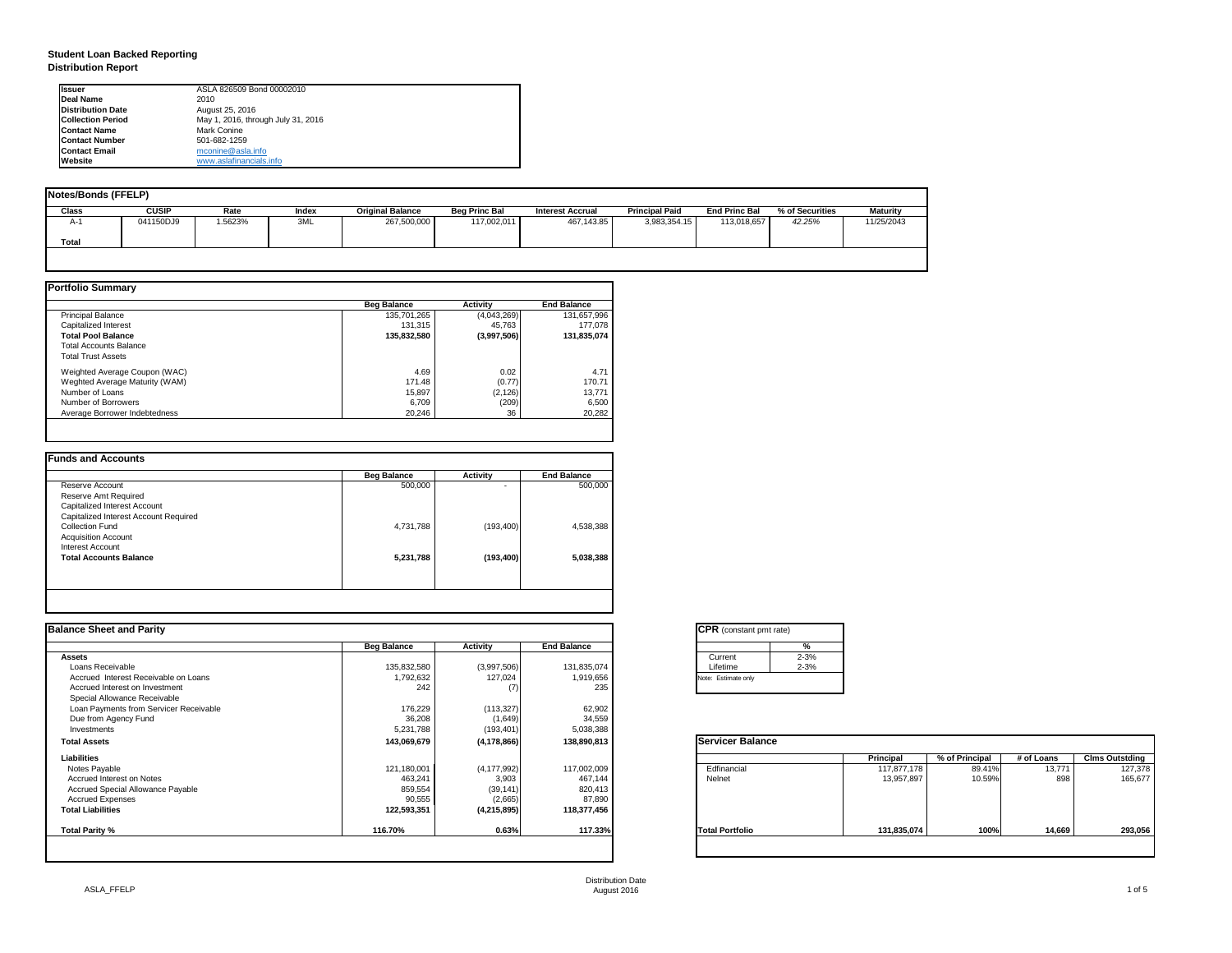# Student Loan Backed Reporting
## Distribution Report

| | |
|---|---|
| **Issuer** | ASLA 826509 Bond 00002010 |
| **Deal Name** | 2010 |
| **Distribution Date** | August 25, 2016 |
| **Collection Period** | May 1, 2016, through July 31, 2016 |
| **Contact Name** | Mark Conine |
| **Contact Number** | 501-682-1259 |
| **Contact Email** | mconine@asla.info |
| **Website** | www.aslafinancials.info |

### Notes/Bonds (FFELP)

| Class | CUSIP | Rate | Index | Original Balance | Beg Princ Bal | Interest Accrual | Principal Paid | End Princ Bal | % of Securities | Maturity |
|---|---|---|---|---|---|---|---|---|---|---|
| A-1 | 041150DJ9 | 1.5623% | 3ML | 267,500,000 | 117,002,011 | 467,143.85 | 3,983,354.15 | 113,018,657 | 42.25% | 11/25/2043 |
| **Total** | | | | | | | | | | |

### Portfolio Summary

| | Beg Balance | Activity | End Balance |
|---|---|---|---|
| Principal Balance | 135,701,265 | (4,043,269) | 131,657,996 |
| Capitalized Interest | 131,315 | 45,763 | 177,078 |
| **Total Pool Balance** | **135,832,580** | **(3,997,506)** | **131,835,074** |
| Total Accounts Balance | | | |
| Total Trust Assets | | | |
| Weighted Average Coupon (WAC) | 4.69 | 0.02 | 4.71 |
| Weghted Average Maturity (WAM) | 171.48 | (0.77) | 170.71 |
| Number of Loans | 15,897 | (2,126) | 13,771 |
| Number of Borrowers | 6,709 | (209) | 6,500 |
| Average Borrower Indebtedness | 20,246 | 36 | 20,282 |

### Funds and Accounts

| | Beg Balance | Activity | End Balance |
|---|---|---|---|
| Reserve Account | 500,000 | - | 500,000 |
| Reserve Amt Required | | | |
| Capitalized Interest Account | | | |
| Capitalized Interest Account Required | | | |
| Collection Fund | 4,731,788 | (193,400) | 4,538,388 |
| Acquisition Account | | | |
| Interest Account | | | |
| **Total Accounts Balance** | **5,231,788** | **(193,400)** | **5,038,388** |

### Balance Sheet and Parity

| | Beg Balance | Activity | End Balance |
|---|---|---|---|
| **Assets** | | | |
| Loans Receivable | 135,832,580 | (3,997,506) | 131,835,074 |
| Accrued Interest Receivable on Loans | 1,792,632 | 127,024 | 1,919,656 |
| Accrued Interest on Investment | 242 | (7) | 235 |
| Special Allowance Receivable | | | |
| Loan Payments from Servicer Receivable | 176,229 | (113,327) | 62,902 |
| Due from Agency Fund | 36,208 | (1,649) | 34,559 |
| Investments | 5,231,788 | (193,401) | 5,038,388 |
| **Total Assets** | **143,069,679** | **(4,178,866)** | **138,890,813** |
| **Liabilities** | | | |
| Notes Payable | 121,180,001 | (4,177,992) | 117,002,009 |
| Accrued Interest on Notes | 463,241 | 3,903 | 467,144 |
| Accrued Special Allowance Payable | 859,554 | (39,141) | 820,413 |
| Accrued Expenses | 90,555 | (2,665) | 87,890 |
| **Total Liabilities** | **122,593,351** | **(4,215,895)** | **118,377,456** |
| **Total Parity %** | **116.70%** | **0.63%** | **117.33%** |

### CPR (constant pmt rate)

| | % |
|---|---|
| Current | 2-3% |
| Lifetime | 2-3% |

Note: Estimate only

### Servicer Balance

| | Principal | % of Principal | # of Loans | Clms Outstding |
|---|---|---|---|---|
| Edfinancial | 117,877,178 | 89.41% | 13,771 | 127,378 |
| Nelnet | 13,957,897 | 10.59% | 898 | 165,677 |
| **Total Portfolio** | **131,835,074** | **100%** | **14,669** | **293,056** |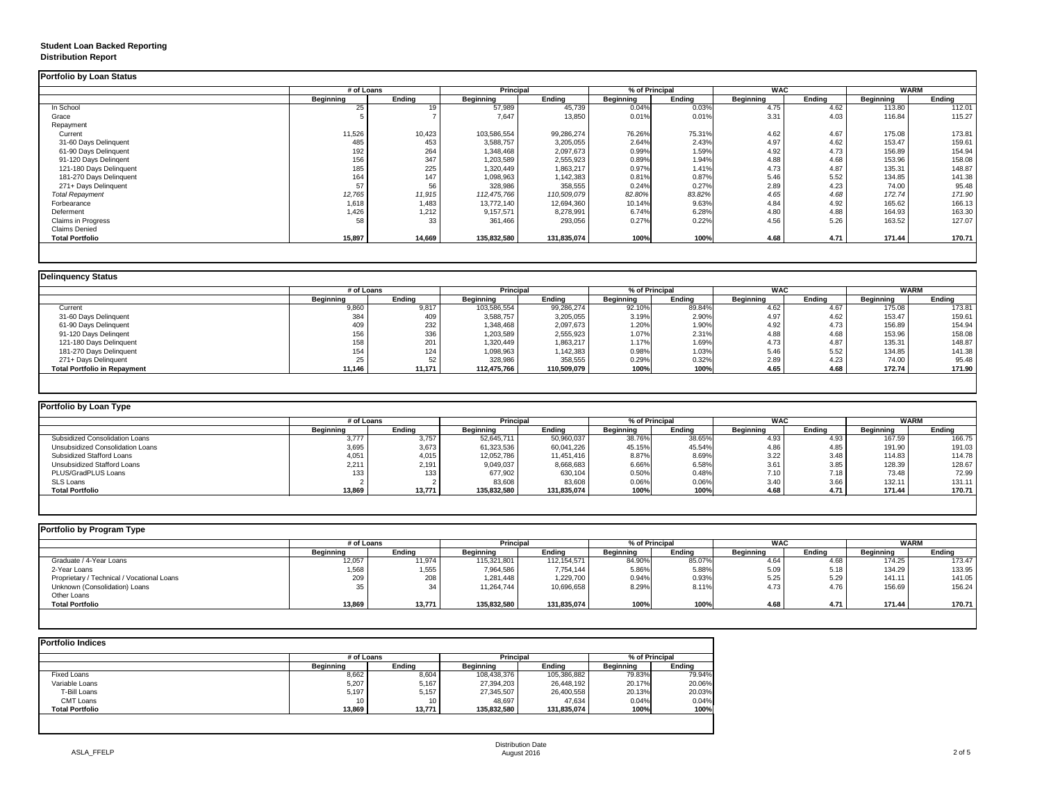**Student Loan Backed Reporting**
**Distribution Report**

## Portfolio by Loan Status

| | # of Loans | | Principal | | % of Principal | | WAC | | WARM | |
|---|---|---|---|---|---|---|---|---|---|---|
| | Beginning | Ending | Beginning | Ending | Beginning | Ending | Beginning | Ending | Beginning | Ending |
| In School | 25 | 19 | 57,989 | 45,739 | 0.04% | 0.03% | 4.75 | 4.62 | 113.80 | 112.01 |
| Grace | 5 | 7 | 7,647 | 13,850 | 0.01% | 0.01% | 3.31 | 4.03 | 116.84 | 115.27 |
| Repayment | | | | | | | | | | |
| Current | 11,526 | 10,423 | 103,586,554 | 99,286,274 | 76.26% | 75.31% | 4.62 | 4.67 | 175.08 | 173.81 |
| 31-60 Days Delinquent | 485 | 453 | 3,588,757 | 3,205,055 | 2.64% | 2.43% | 4.97 | 4.62 | 153.47 | 159.61 |
| 61-90 Days Delinquent | 192 | 264 | 1,348,468 | 2,097,673 | 0.99% | 1.59% | 4.92 | 4.73 | 156.89 | 154.94 |
| 91-120 Days Delingent | 156 | 347 | 1,203,589 | 2,555,923 | 0.89% | 1.94% | 4.88 | 4.68 | 153.96 | 158.08 |
| 121-180 Days Delinquent | 185 | 225 | 1,320,449 | 1,863,217 | 0.97% | 1.41% | 4.73 | 4.87 | 135.31 | 148.87 |
| 181-270 Days Delinquent | 164 | 147 | 1,098,963 | 1,142,383 | 0.81% | 0.87% | 5.46 | 5.52 | 134.85 | 141.38 |
| 271+ Days Delinquent | 57 | 56 | 328,986 | 358,555 | 0.24% | 0.27% | 2.89 | 4.23 | 74.00 | 95.48 |
| *Total Repayment* | *12,765* | *11,915* | *112,475,766* | *110,509,079* | *82.80%* | *83.82%* | *4.65* | *4.68* | *172.74* | *171.90* |
| Forbearance | 1,618 | 1,483 | 13,772,140 | 12,694,360 | 10.14% | 9.63% | 4.84 | 4.92 | 165.62 | 166.13 |
| Deferment | 1,426 | 1,212 | 9,157,571 | 8,278,991 | 6.74% | 6.28% | 4.80 | 4.88 | 164.93 | 163.30 |
| Claims in Progress | 58 | 33 | 361,466 | 293,056 | 0.27% | 0.22% | 4.56 | 5.26 | 163.52 | 127.07 |
| Claims Denied | | | | | | | | | | |
| **Total Portfolio** | **15,897** | **14,669** | **135,832,580** | **131,835,074** | **100%** | **100%** | **4.68** | **4.71** | **171.44** | **170.71** |

## Delinquency Status

| | # of Loans | | Principal | | % of Principal | | WAC | | WARM | |
|---|---|---|---|---|---|---|---|---|---|---|
| | Beginning | Ending | Beginning | Ending | Beginning | Ending | Beginning | Ending | Beginning | Ending |
| Current | 9,860 | 9,817 | 103,586,554 | 99,286,274 | 92.10% | 89.84% | 4.62 | 4.67 | 175.08 | 173.81 |
| 31-60 Days Delinquent | 384 | 409 | 3,588,757 | 3,205,055 | 3.19% | 2.90% | 4.97 | 4.62 | 153.47 | 159.61 |
| 61-90 Days Delinquent | 409 | 232 | 1,348,468 | 2,097,673 | 1.20% | 1.90% | 4.92 | 4.73 | 156.89 | 154.94 |
| 91-120 Days Delingent | 156 | 336 | 1,203,589 | 2,555,923 | 1.07% | 2.31% | 4.88 | 4.68 | 153.96 | 158.08 |
| 121-180 Days Delinquent | 158 | 201 | 1,320,449 | 1,863,217 | 1.17% | 1.69% | 4.73 | 4.87 | 135.31 | 148.87 |
| 181-270 Days Delinquent | 154 | 124 | 1,098,963 | 1,142,383 | 0.98% | 1.03% | 5.46 | 5.52 | 134.85 | 141.38 |
| 271+ Days Delinquent | 25 | 52 | 328,986 | 358,555 | 0.29% | 0.32% | 2.89 | 4.23 | 74.00 | 95.48 |
| **Total Portfolio in Repayment** | **11,146** | **11,171** | **112,475,766** | **110,509,079** | **100%** | **100%** | **4.65** | **4.68** | **172.74** | **171.90** |

## Portfolio by Loan Type

| | # of Loans | | Principal | | % of Principal | | WAC | | WARM | |
|---|---|---|---|---|---|---|---|---|---|---|
| | Beginning | Ending | Beginning | Ending | Beginning | Ending | Beginning | Ending | Beginning | Ending |
| Subsidized Consolidation Loans | 3,777 | 3,757 | 52,645,711 | 50,960,037 | 38.76% | 38.65% | 4.93 | 4.93 | 167.59 | 166.75 |
| Unsubsidized Consolidation Loans | 3,695 | 3,673 | 61,323,536 | 60,041,226 | 45.15% | 45.54% | 4.86 | 4.85 | 191.90 | 191.03 |
| Subsidized Stafford Loans | 4,051 | 4,015 | 12,052,786 | 11,451,416 | 8.87% | 8.69% | 3.22 | 3.48 | 114.83 | 114.78 |
| Unsubsidized Stafford Loans | 2,211 | 2,191 | 9,049,037 | 8,668,683 | 6.66% | 6.58% | 3.61 | 3.85 | 128.39 | 128.67 |
| PLUS/GradPLUS Loans | 133 | 133 | 677,902 | 630,104 | 0.50% | 0.48% | 7.10 | 7.18 | 73.48 | 72.99 |
| SLS Loans | 2 | 2 | 83,608 | 83,608 | 0.06% | 0.06% | 3.40 | 3.66 | 132.11 | 131.11 |
| **Total Portfolio** | **13,869** | **13,771** | **135,832,580** | **131,835,074** | **100%** | **100%** | **4.68** | **4.71** | **171.44** | **170.71** |

## Portfolio by Program Type

| | # of Loans | | Principal | | % of Principal | | WAC | | WARM | |
|---|---|---|---|---|---|---|---|---|---|---|
| | Beginning | Ending | Beginning | Ending | Beginning | Ending | Beginning | Ending | Beginning | Ending |
| Graduate / 4-Year Loans | 12,057 | 11,974 | 115,321,801 | 112,154,571 | 84.90% | 85.07% | 4.64 | 4.68 | 174.25 | 173.47 |
| 2-Year Loans | 1,568 | 1,555 | 7,964,586 | 7,754,144 | 5.86% | 5.88% | 5.09 | 5.18 | 134.29 | 133.95 |
| Proprietary / Technical / Vocational Loans | 209 | 208 | 1,281,448 | 1,229,700 | 0.94% | 0.93% | 5.25 | 5.29 | 141.11 | 141.05 |
| Unknown (Consolidation) Loans | 35 | 34 | 11,264,744 | 10,696,658 | 8.29% | 8.11% | 4.73 | 4.76 | 156.69 | 156.24 |
| Other Loans | | | | | | | | | | |
| **Total Portfolio** | **13,869** | **13,771** | **135,832,580** | **131,835,074** | **100%** | **100%** | **4.68** | **4.71** | **171.44** | **170.71** |

## Portfolio Indices

| | # of Loans | | Principal | | % of Principal | |
|---|---|---|---|---|---|---|
| | Beginning | Ending | Beginning | Ending | Beginning | Ending |
| Fixed Loans | 8,662 | 8,604 | 108,438,376 | 105,386,882 | 79.83% | 79.94% |
| Variable Loans | 5,207 | 5,167 | 27,394,203 | 26,448,192 | 20.17% | 20.06% |
| T-Bill Loans | 5,197 | 5,157 | 27,345,507 | 26,400,558 | 20.13% | 20.03% |
| CMT Loans | 10 | 10 | 48,697 | 47,634 | 0.04% | 0.04% |
| **Total Portfolio** | **13,869** | **13,771** | **135,832,580** | **131,835,074** | **100%** | **100%** |

ASLA_FFELP

Distribution Date
August 2016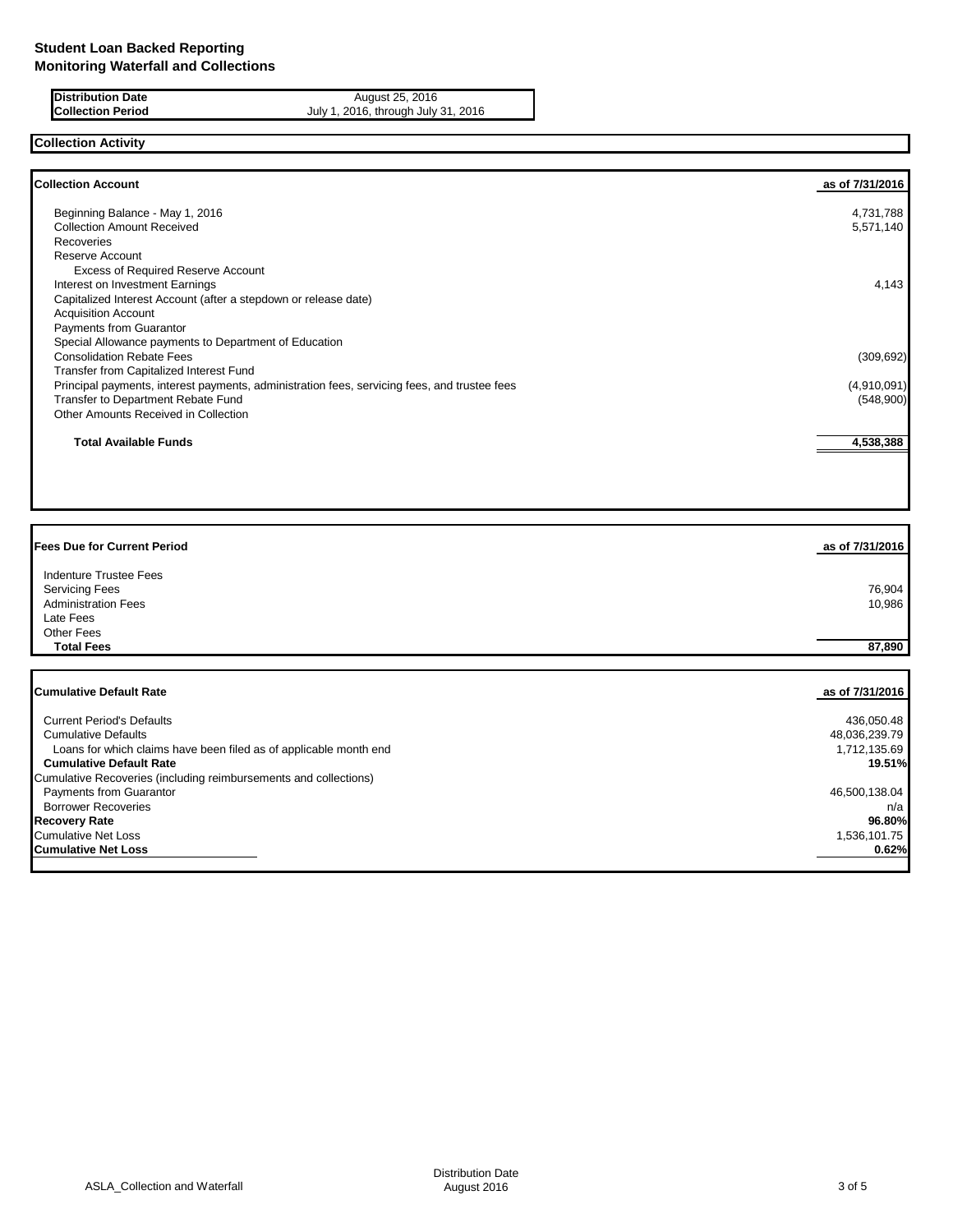# Student Loan Backed Reporting
## Monitoring Waterfall and Collections

| | |
|---|---|
| **Distribution Date** | August 25, 2016 |
| **Collection Period** | July 1, 2016, through July 31, 2016 |

## Collection Activity

| **Collection Account** | **as of 7/31/2016** |
|---|---|
| Beginning Balance - May 1, 2016 | 4,731,788 |
| Collection Amount Received | 5,571,140 |
| Recoveries | |
| Reserve Account | |
| Excess of Required Reserve Account | |
| Interest on Investment Earnings | 4,143 |
| Capitalized Interest Account (after a stepdown or release date) | |
| Acquisition Account | |
| Payments from Guarantor | |
| Special Allowance payments to Department of Education | |
| Consolidation Rebate Fees | (309,692) |
| Transfer from Capitalized Interest Fund | |
| Principal payments, interest payments, administration fees, servicing fees, and trustee fees | (4,910,091) |
| Transfer to Department Rebate Fund | (548,900) |
| Other Amounts Received in Collection | |
| **Total Available Funds** | **4,538,388** |

| **Fees Due for Current Period** | **as of 7/31/2016** |
|---|---|
| Indenture Trustee Fees | |
| Servicing Fees | 76,904 |
| Administration Fees | 10,986 |
| Late Fees | |
| Other Fees | |
| **Total Fees** | **87,890** |

| **Cumulative Default Rate** | **as of 7/31/2016** |
|---|---|
| Current Period's Defaults | 436,050.48 |
| Cumulative Defaults | 48,036,239.79 |
| Loans for which claims have been filed as of applicable month end | 1,712,135.69 |
| **Cumulative Default Rate** | **19.51%** |
| Cumulative Recoveries (including reimbursements and collections) | |
| Payments from Guarantor | 46,500,138.04 |
| Borrower Recoveries | n/a |
| **Recovery Rate** | **96.80%** |
| Cumulative Net Loss | 1,536,101.75 |
| **Cumulative Net Loss** | **0.62%** |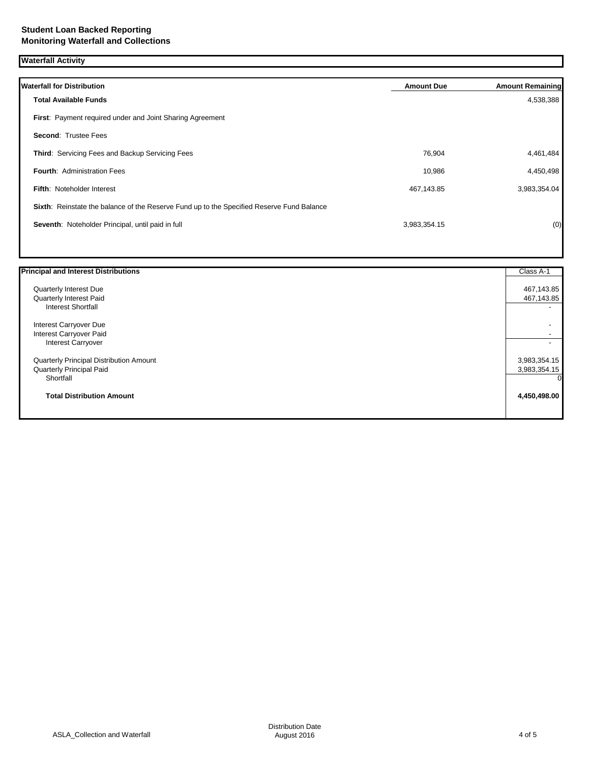**Student Loan Backed Reporting**
**Monitoring Waterfall and Collections**

## Waterfall Activity

| Waterfall for Distribution | Amount Due | Amount Remaining |
|---|---|---|
| **Total Available Funds** | | 4,538,388 |
| **First**: Payment required under and Joint Sharing Agreement | | |
| **Second**: Trustee Fees | | |
| **Third**: Servicing Fees and Backup Servicing Fees | 76,904 | 4,461,484 |
| **Fourth**: Administration Fees | 10,986 | 4,450,498 |
| **Fifth**: Noteholder Interest | 467,143.85 | 3,983,354.04 |
| **Sixth**: Reinstate the balance of the Reserve Fund up to the Specified Reserve Fund Balance | | |
| **Seventh**: Noteholder Principal, until paid in full | 3,983,354.15 | (0) |

| Principal and Interest Distributions | Class A-1 |
|---|---|
| Quarterly Interest Due | 467,143.85 |
| Quarterly Interest Paid | 467,143.85 |
| Interest Shortfall | - |
| Interest Carryover Due | - |
| Interest Carryover Paid | - |
| Interest Carryover | - |
| Quarterly Principal Distribution Amount | 3,983,354.15 |
| Quarterly Principal Paid | 3,983,354.15 |
| Shortfall | 0 |
| **Total Distribution Amount** | **4,450,498.00** |

ASLA_Collection and Waterfall

Distribution Date
August 2016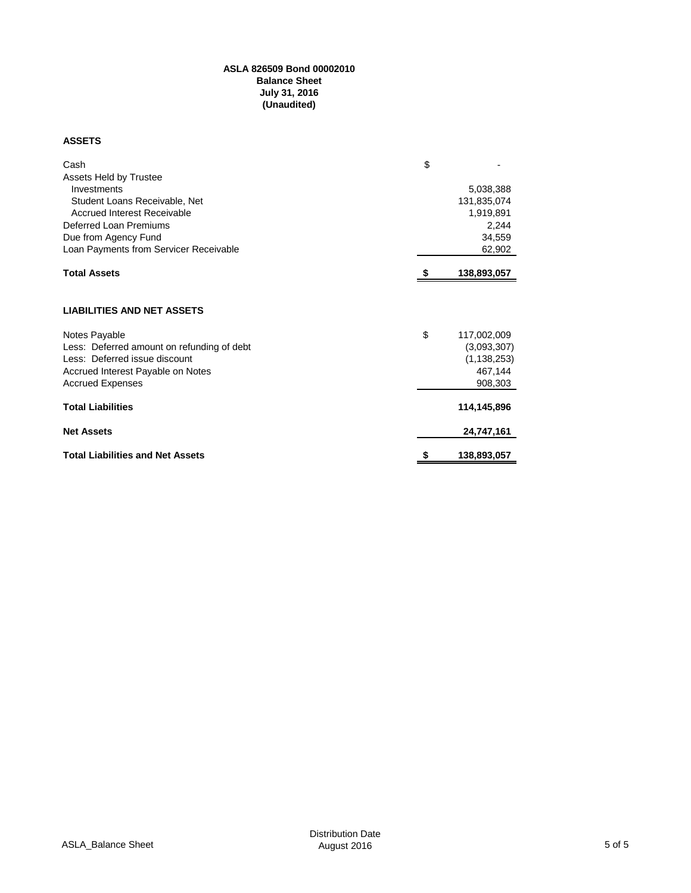**ASLA 826509 Bond 00002010**
**Balance Sheet**
**July 31, 2016**
**(Unaudited)**

**ASSETS**

| | | |
|---|---|---|
| Cash | $ | - |
| Assets Held by Trustee | | |
| Investments | | 5,038,388 |
| Student Loans Receivable, Net | | 131,835,074 |
| Accrued Interest Receivable | | 1,919,891 |
| Deferred Loan Premiums | | 2,244 |
| Due from Agency Fund | | 34,559 |
| Loan Payments from Servicer Receivable | | 62,902 |
| **Total Assets** | **$** | **138,893,057** |

**LIABILITIES AND NET ASSETS**

| | | |
|---|---|---|
| Notes Payable | $ | 117,002,009 |
| Less: Deferred amount on refunding of debt | | (3,093,307) |
| Less: Deferred issue discount | | (1,138,253) |
| Accrued Interest Payable on Notes | | 467,144 |
| Accrued Expenses | | 908,303 |
| **Total Liabilities** | | **114,145,896** |
| **Net Assets** | | **24,747,161** |
| **Total Liabilities and Net Assets** | **$** | **138,893,057** |

ASLA_Balance Sheet

Distribution Date
August 2016